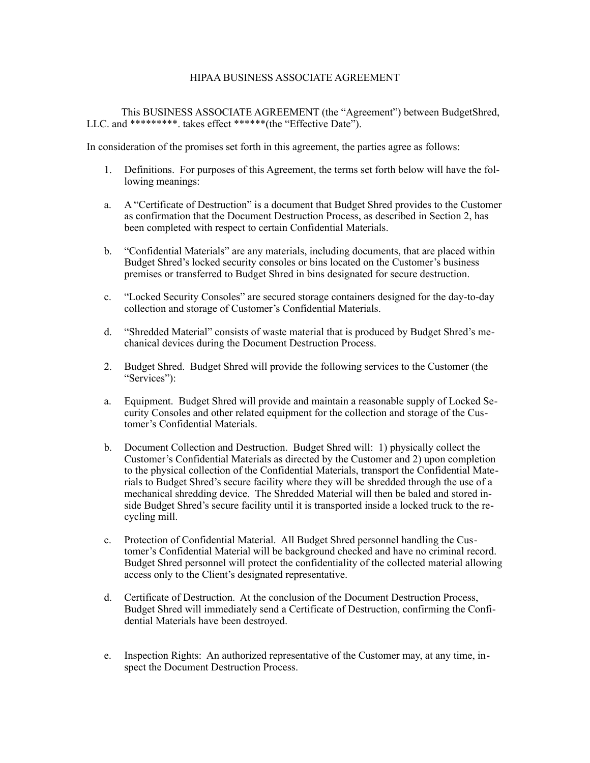# HIPAA BUSINESS ASSOCIATE AGREEMENT

This BUSINESS ASSOCIATE AGREEMENT (the "Agreement") between BudgetShred, LLC. and *********. takes effect ******(the "Effective Date").

In consideration of the promises set forth in this agreement, the parties agree as follows:

1. Definitions. For purposes of this Agreement, the terms set forth below will have the following meanings:

   a. A "Certificate of Destruction" is a document that Budget Shred provides to the Customer as confirmation that the Document Destruction Process, as described in Section 2, has been completed with respect to certain Confidential Materials.

   b. "Confidential Materials" are any materials, including documents, that are placed within Budget Shred's locked security consoles or bins located on the Customer's business premises or transferred to Budget Shred in bins designated for secure destruction.

   c. "Locked Security Consoles" are secured storage containers designed for the day-to-day collection and storage of Customer's Confidential Materials.

   d. "Shredded Material" consists of waste material that is produced by Budget Shred's mechanical devices during the Document Destruction Process.

2. Budget Shred. Budget Shred will provide the following services to the Customer (the "Services"):

   a. Equipment. Budget Shred will provide and maintain a reasonable supply of Locked Security Consoles and other related equipment for the collection and storage of the Customer's Confidential Materials.

   b. Document Collection and Destruction. Budget Shred will: 1) physically collect the Customer's Confidential Materials as directed by the Customer and 2) upon completion to the physical collection of the Confidential Materials, transport the Confidential Materials to Budget Shred's secure facility where they will be shredded through the use of a mechanical shredding device. The Shredded Material will then be baled and stored inside Budget Shred's secure facility until it is transported inside a locked truck to the recycling mill.

   c. Protection of Confidential Material. All Budget Shred personnel handling the Customer's Confidential Material will be background checked and have no criminal record. Budget Shred personnel will protect the confidentiality of the collected material allowing access only to the Client's designated representative.

   d. Certificate of Destruction. At the conclusion of the Document Destruction Process, Budget Shred will immediately send a Certificate of Destruction, confirming the Confidential Materials have been destroyed.

   e. Inspection Rights: An authorized representative of the Customer may, at any time, inspect the Document Destruction Process.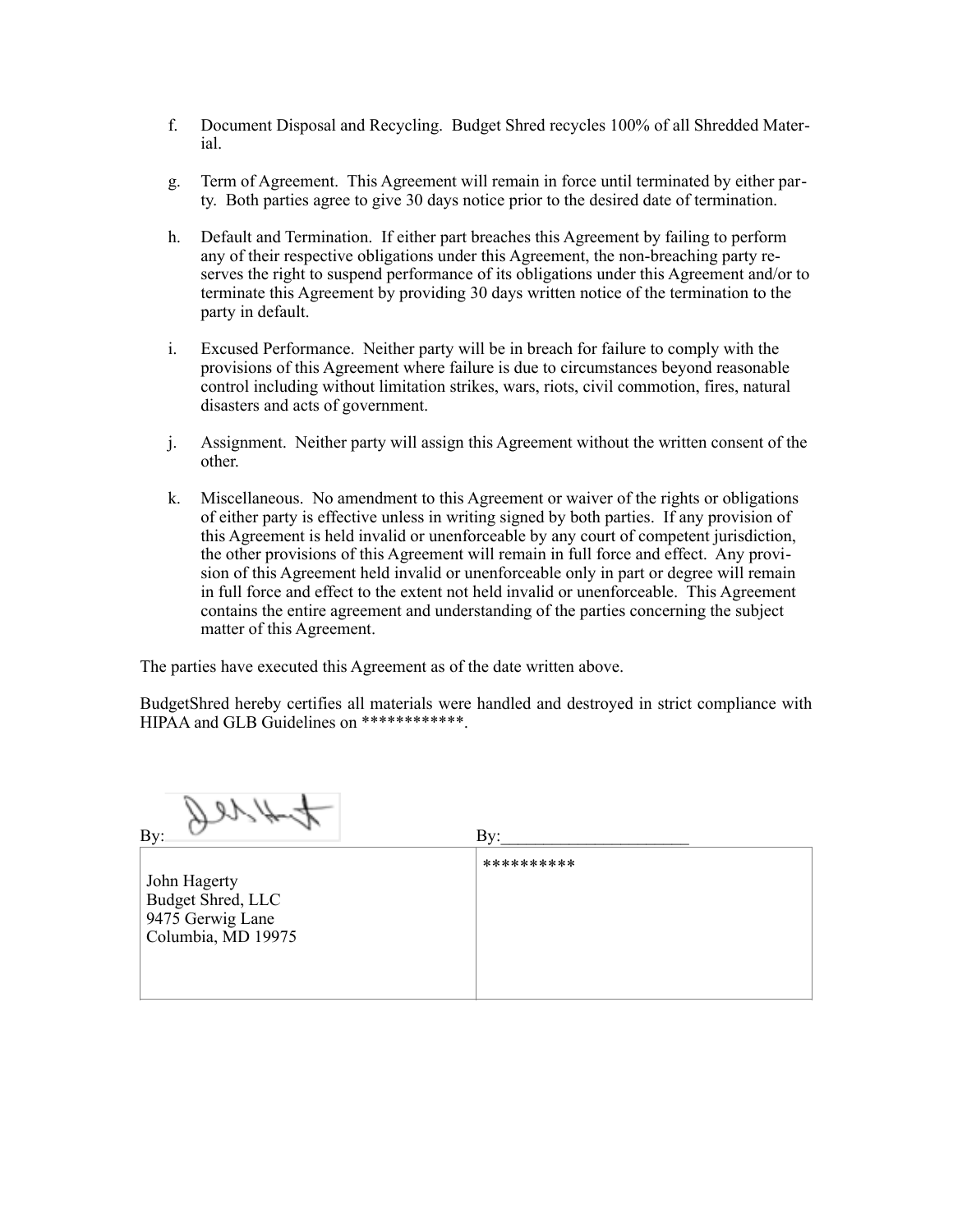f. Document Disposal and Recycling. Budget Shred recycles 100% of all Shredded Material.

g. Term of Agreement. This Agreement will remain in force until terminated by either party. Both parties agree to give 30 days notice prior to the desired date of termination.

h. Default and Termination. If either part breaches this Agreement by failing to perform any of their respective obligations under this Agreement, the non-breaching party reserves the right to suspend performance of its obligations under this Agreement and/or to terminate this Agreement by providing 30 days written notice of the termination to the party in default.

i. Excused Performance. Neither party will be in breach for failure to comply with the provisions of this Agreement where failure is due to circumstances beyond reasonable control including without limitation strikes, wars, riots, civil commotion, fires, natural disasters and acts of government.

j. Assignment. Neither party will assign this Agreement without the written consent of the other.

k. Miscellaneous. No amendment to this Agreement or waiver of the rights or obligations of either party is effective unless in writing signed by both parties. If any provision of this Agreement is held invalid or unenforceable by any court of competent jurisdiction, the other provisions of this Agreement will remain in full force and effect. Any provision of this Agreement held invalid or unenforceable only in part or degree will remain in full force and effect to the extent not held invalid or unenforceable. This Agreement contains the entire agreement and understanding of the parties concerning the subject matter of this Agreement.

The parties have executed this Agreement as of the date written above.

BudgetShred hereby certifies all materials were handled and destroyed in strict compliance with HIPAA and GLB Guidelines on ************.

| By: [signature] | By:______________________ |
|---|---|
| John Hagerty<br>Budget Shred, LLC<br>9475 Gerwig Lane<br>Columbia, MD 19975 | ********** |